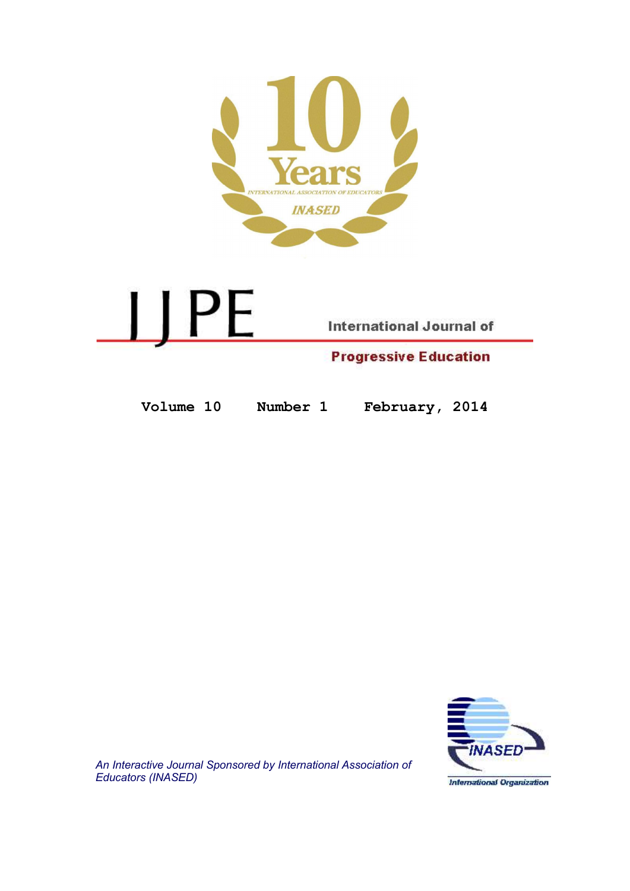10 Years

INTERNATIONAL ASSOCIATION OF EDUCATORS

INASED

# IJPE

## International Journal of Progressive Education

**Volume 10 Number 1 February, 2014**

*An Interactive Journal Sponsored by International Association of Educators (INASED)*

INASED

International Organization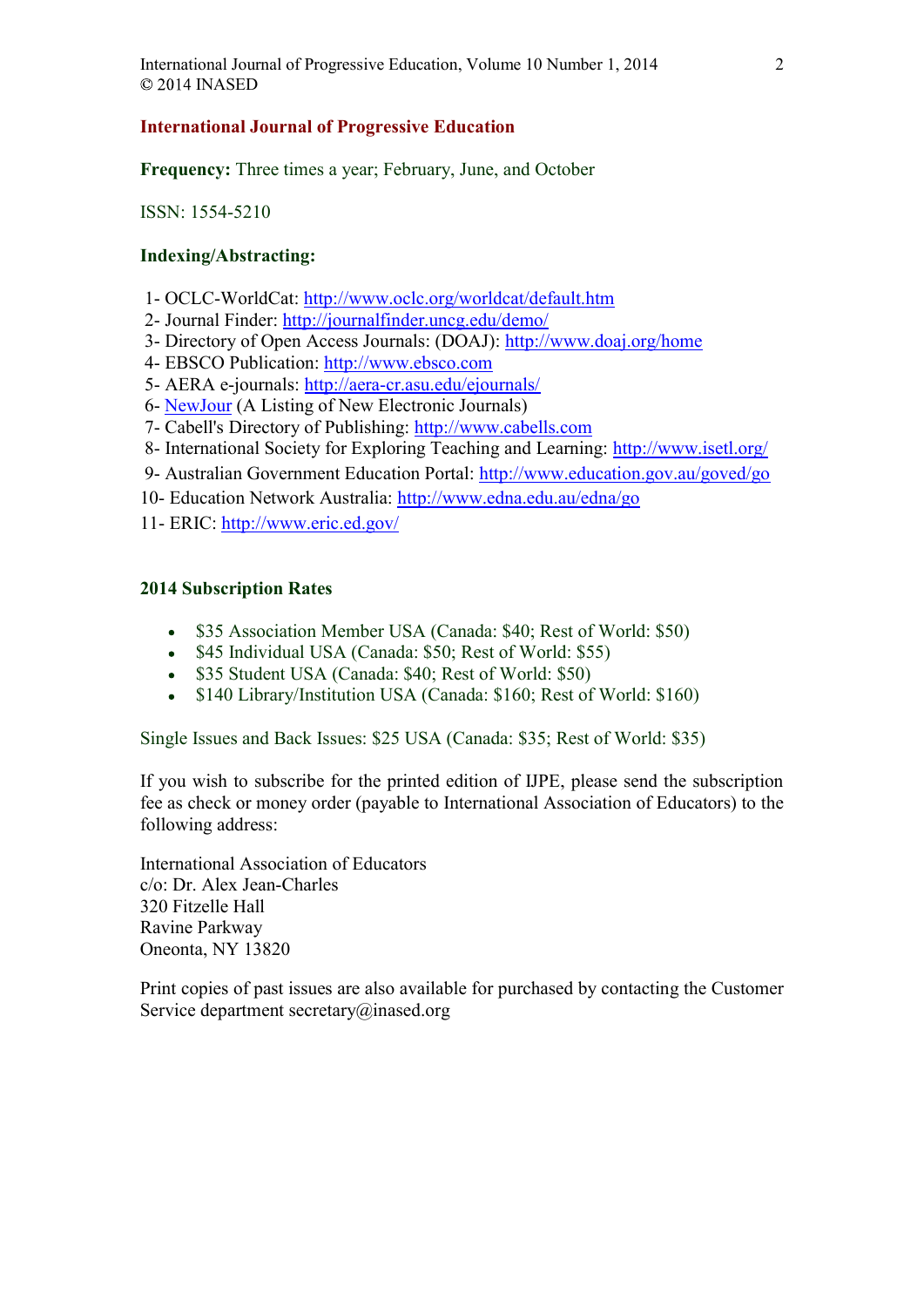**International Journal of Progressive Education**

**Frequency:** Three times a year; February, June, and October

ISSN: 1554-5210

**Indexing/Abstracting:**

1- OCLC-WorldCat: http://www.oclc.org/worldcat/default.htm
2- Journal Finder: http://journalfinder.uncg.edu/demo/
3- Directory of Open Access Journals: (DOAJ): http://www.doaj.org/home
4- EBSCO Publication: http://www.ebsco.com
5- AERA e-journals: http://aera-cr.asu.edu/ejournals/
6- NewJour (A Listing of New Electronic Journals)
7- Cabell's Directory of Publishing: http://www.cabells.com
8- International Society for Exploring Teaching and Learning: http://www.isetl.org/
9- Australian Government Education Portal: http://www.education.gov.au/goved/go
10- Education Network Australia: http://www.edna.edu.au/edna/go
11- ERIC: http://www.eric.ed.gov/

**2014 Subscription Rates**

- $35 Association Member USA (Canada: $40; Rest of World: $50)
- $45 Individual USA (Canada: $50; Rest of World: $55)
- $35 Student USA (Canada: $40; Rest of World: $50)
- $140 Library/Institution USA (Canada: $160; Rest of World: $160)

Single Issues and Back Issues: $25 USA (Canada: $35; Rest of World: $35)

If you wish to subscribe for the printed edition of IJPE, please send the subscription fee as check or money order (payable to International Association of Educators) to the following address:

International Association of Educators
c/o: Dr. Alex Jean-Charles
320 Fitzelle Hall
Ravine Parkway
Oneonta, NY 13820

Print copies of past issues are also available for purchased by contacting the Customer Service department secretary@inased.org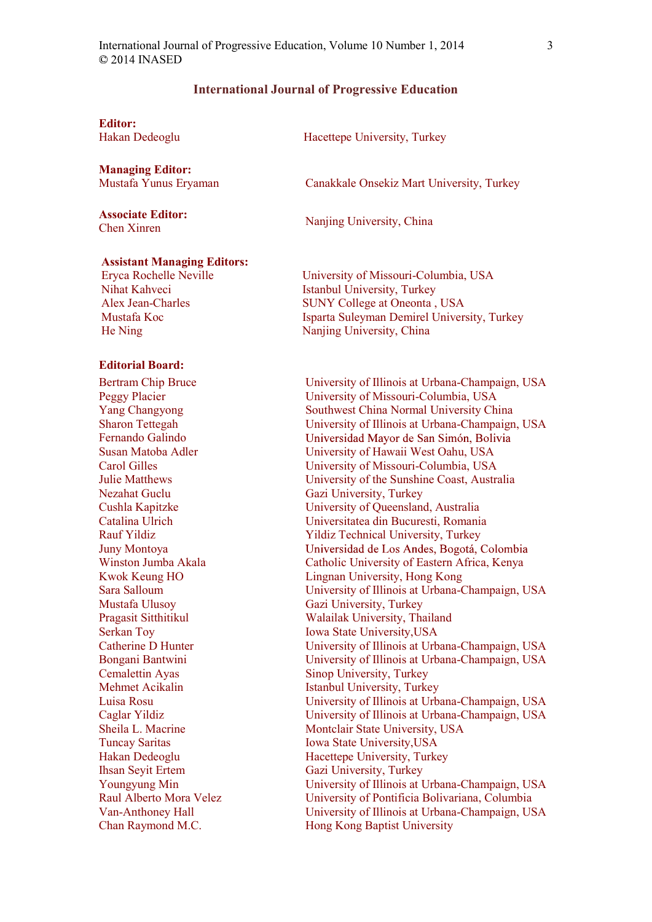# International Journal of Progressive Education

**Editor:**

Hakan Dedeoglu — Hacettepe University, Turkey

**Managing Editor:**

Mustafa Yunus Eryaman — Canakkale Onsekiz Mart University, Turkey

**Associate Editor:**

Chen Xinren — Nanjing University, China

**Assistant Managing Editors:**

| | |
|---|---|
| Eryca Rochelle Neville | University of Missouri-Columbia, USA |
| Nihat Kahveci | Istanbul University, Turkey |
| Alex Jean-Charles | SUNY College at Oneonta , USA |
| Mustafa Koc | Isparta Suleyman Demirel University, Turkey |
| He Ning | Nanjing University, China |

**Editorial Board:**

| | |
|---|---|
| Bertram Chip Bruce | University of Illinois at Urbana-Champaign, USA |
| Peggy Placier | University of Missouri-Columbia, USA |
| Yang Changyong | Southwest China Normal University China |
| Sharon Tettegah | University of Illinois at Urbana-Champaign, USA |
| Fernando Galindo | Universidad Mayor de San Simón, Bolivia |
| Susan Matoba Adler | University of Hawaii West Oahu, USA |
| Carol Gilles | University of Missouri-Columbia, USA |
| Julie Matthews | University of the Sunshine Coast, Australia |
| Nezahat Guclu | Gazi University, Turkey |
| Cushla Kapitzke | University of Queensland, Australia |
| Catalina Ulrich | Universitatea din Bucuresti, Romania |
| Rauf Yildiz | Yildiz Technical University, Turkey |
| Juny Montoya | Universidad de Los Andes, Bogotá, Colombia |
| Winston Jumba Akala | Catholic University of Eastern Africa, Kenya |
| Kwok Keung HO | Lingnan University, Hong Kong |
| Sara Salloum | University of Illinois at Urbana-Champaign, USA |
| Mustafa Ulusoy | Gazi University, Turkey |
| Pragasit Sitthitikul | Walailak University, Thailand |
| Serkan Toy | Iowa State University,USA |
| Catherine D Hunter | University of Illinois at Urbana-Champaign, USA |
| Bongani Bantwini | University of Illinois at Urbana-Champaign, USA |
| Cemalettin Ayas | Sinop University, Turkey |
| Mehmet Acikalin | Istanbul University, Turkey |
| Luisa Rosu | University of Illinois at Urbana-Champaign, USA |
| Caglar Yildiz | University of Illinois at Urbana-Champaign, USA |
| Sheila L. Macrine | Montclair State University, USA |
| Tuncay Saritas | Iowa State University,USA |
| Hakan Dedeoglu | Hacettepe University, Turkey |
| Ihsan Seyit Ertem | Gazi University, Turkey |
| Youngyung Min | University of Illinois at Urbana-Champaign, USA |
| Raul Alberto Mora Velez | University of Pontificia Bolivariana, Columbia |
| Van-Anthoney Hall | University of Illinois at Urbana-Champaign, USA |
| Chan Raymond M.C. | Hong Kong Baptist University |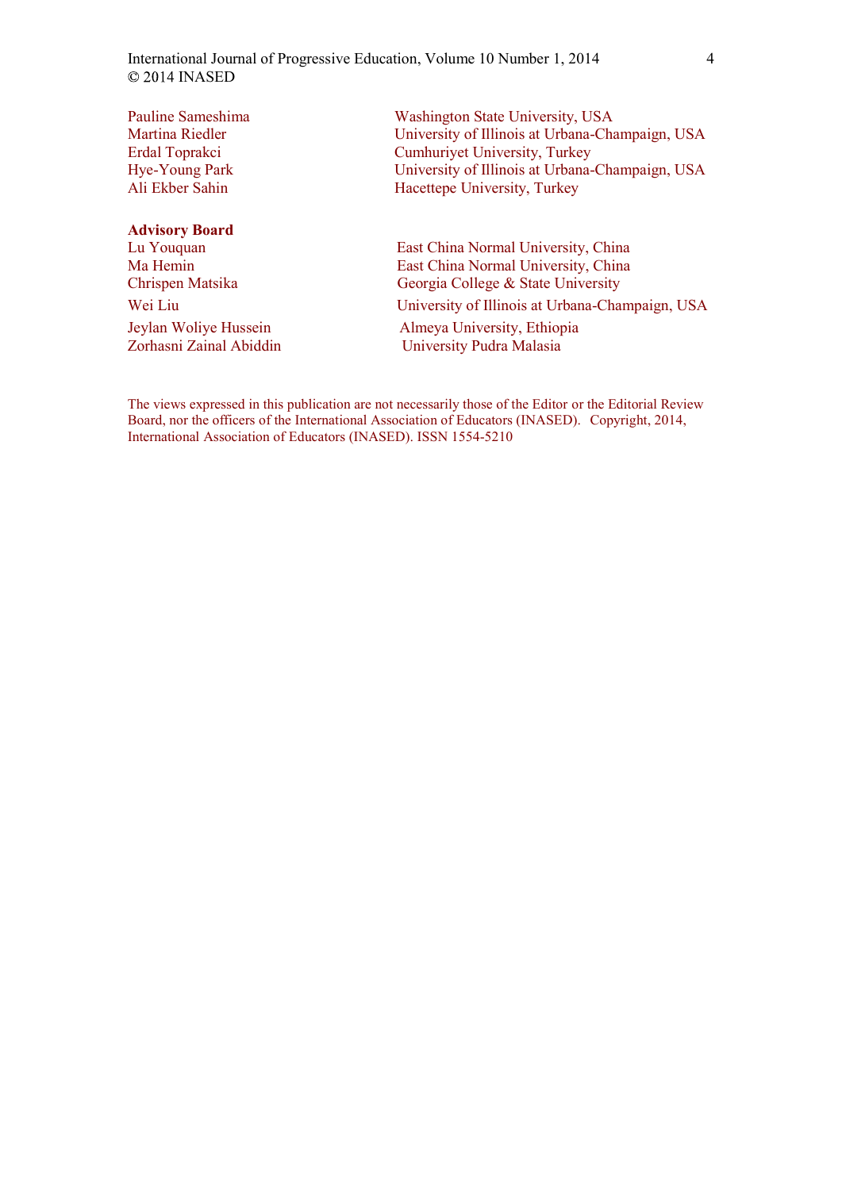| | |
|---|---|
| Pauline Sameshima | Washington State University, USA |
| Martina Riedler | University of Illinois at Urbana-Champaign, USA |
| Erdal Toprakci | Cumhuriyet University, Turkey |
| Hye-Young Park | University of Illinois at Urbana-Champaign, USA |
| Ali Ekber Sahin | Hacettepe University, Turkey |

**Advisory Board**

| | |
|---|---|
| Lu Youquan | East China Normal University, China |
| Ma Hemin | East China Normal University, China |
| Chrispen Matsika | Georgia College & State University |
| Wei Liu | University of Illinois at Urbana-Champaign, USA |
| Jeylan Woliye Hussein | Almeya University, Ethiopia |
| Zorhasni Zainal Abiddin | University Pudra Malasia |

The views expressed in this publication are not necessarily those of the Editor or the Editorial Review Board, nor the officers of the International Association of Educators (INASED). Copyright, 2014, International Association of Educators (INASED). ISSN 1554-5210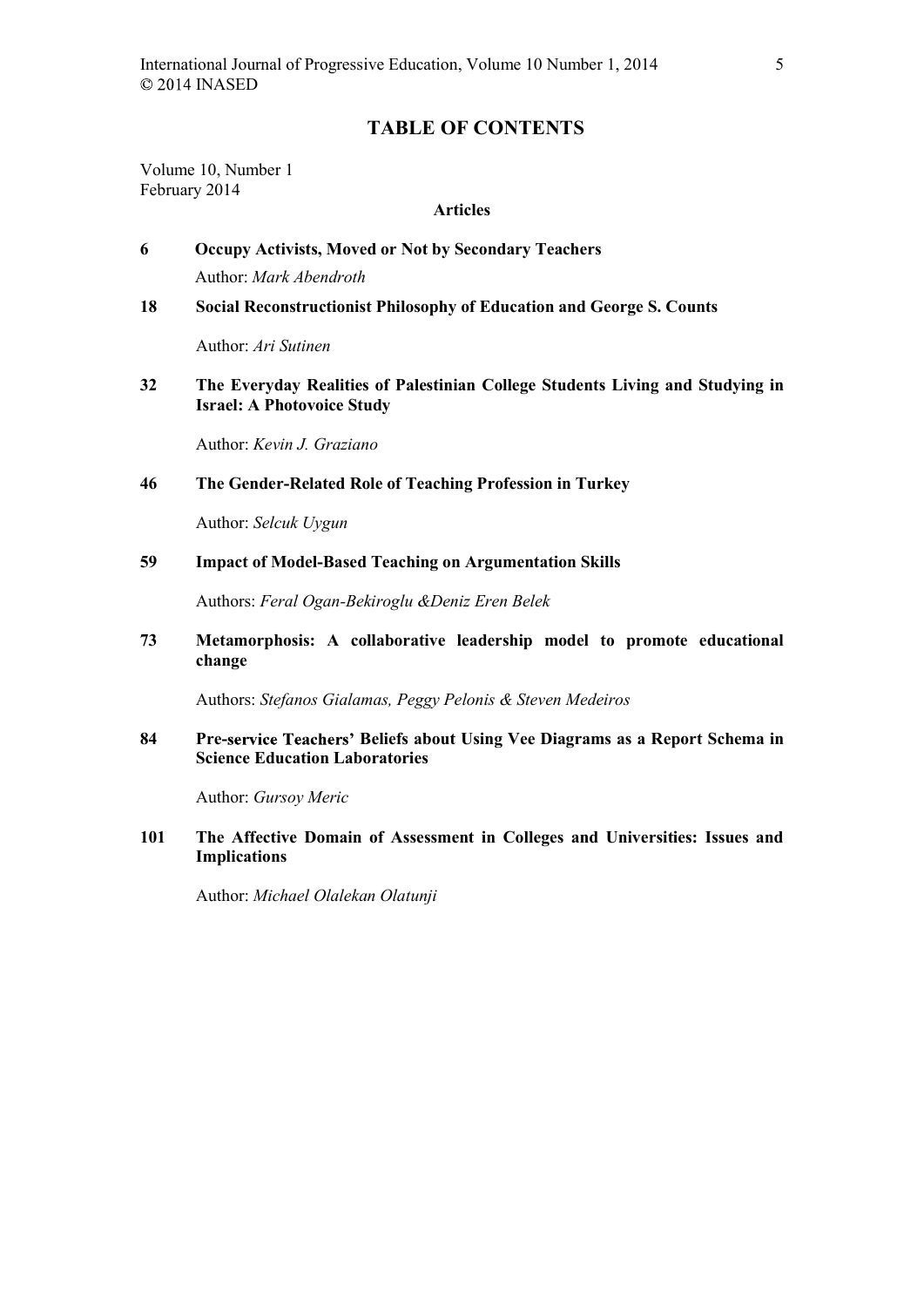# TABLE OF CONTENTS

Volume 10, Number 1
February 2014

**Articles**

**6** **Occupy Activists, Moved or Not by Secondary Teachers**

Author: *Mark Abendroth*

**18** **Social Reconstructionist Philosophy of Education and George S. Counts**

Author: *Ari Sutinen*

**32** **The Everyday Realities of Palestinian College Students Living and Studying in Israel: A Photovoice Study**

Author: *Kevin J. Graziano*

**46** **The Gender-Related Role of Teaching Profession in Turkey**

Author: *Selcuk Uygun*

**59** **Impact of Model-Based Teaching on Argumentation Skills**

Authors: *Feral Ogan-Bekiroglu &Deniz Eren Belek*

**73** **Metamorphosis: A collaborative leadership model to promote educational change**

Authors: *Stefanos Gialamas, Peggy Pelonis & Steven Medeiros*

**84** **Pre-service Teachers' Beliefs about Using Vee Diagrams as a Report Schema in Science Education Laboratories**

Author: *Gursoy Meric*

**101** **The Affective Domain of Assessment in Colleges and Universities: Issues and Implications**

Author: *Michael Olalekan Olatunji*